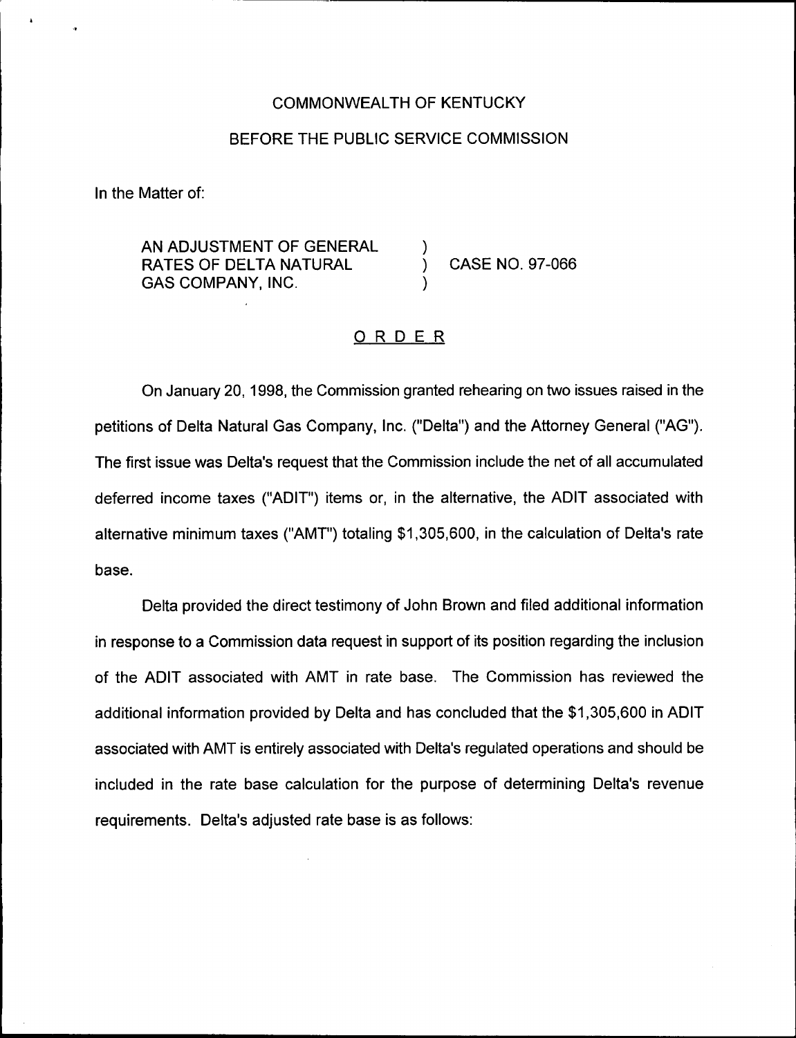COMMONWEALTH OF KENTUCKY

BEFORE THE PUBLIC SERVICE COMMISSION

In the Matter of:

| | | |
|---|---|---|
| AN ADJUSTMENT OF GENERAL RATES OF DELTA NATURAL GAS COMPANY, INC. | ) ) ) | CASE NO. 97-066 |

## ORDER

On January 20, 1998, the Commission granted rehearing on two issues raised in the petitions of Delta Natural Gas Company, Inc. ("Delta") and the Attorney General ("AG"). The first issue was Delta's request that the Commission include the net of all accumulated deferred income taxes ("ADIT") items or, in the alternative, the ADIT associated with alternative minimum taxes ("AMT") totaling $1,305,600, in the calculation of Delta's rate base.

Delta provided the direct testimony of John Brown and filed additional information in response to a Commission data request in support of its position regarding the inclusion of the ADIT associated with AMT in rate base. The Commission has reviewed the additional information provided by Delta and has concluded that the $1,305,600 in ADIT associated with AMT is entirely associated with Delta's regulated operations and should be included in the rate base calculation for the purpose of determining Delta's revenue requirements. Delta's adjusted rate base is as follows: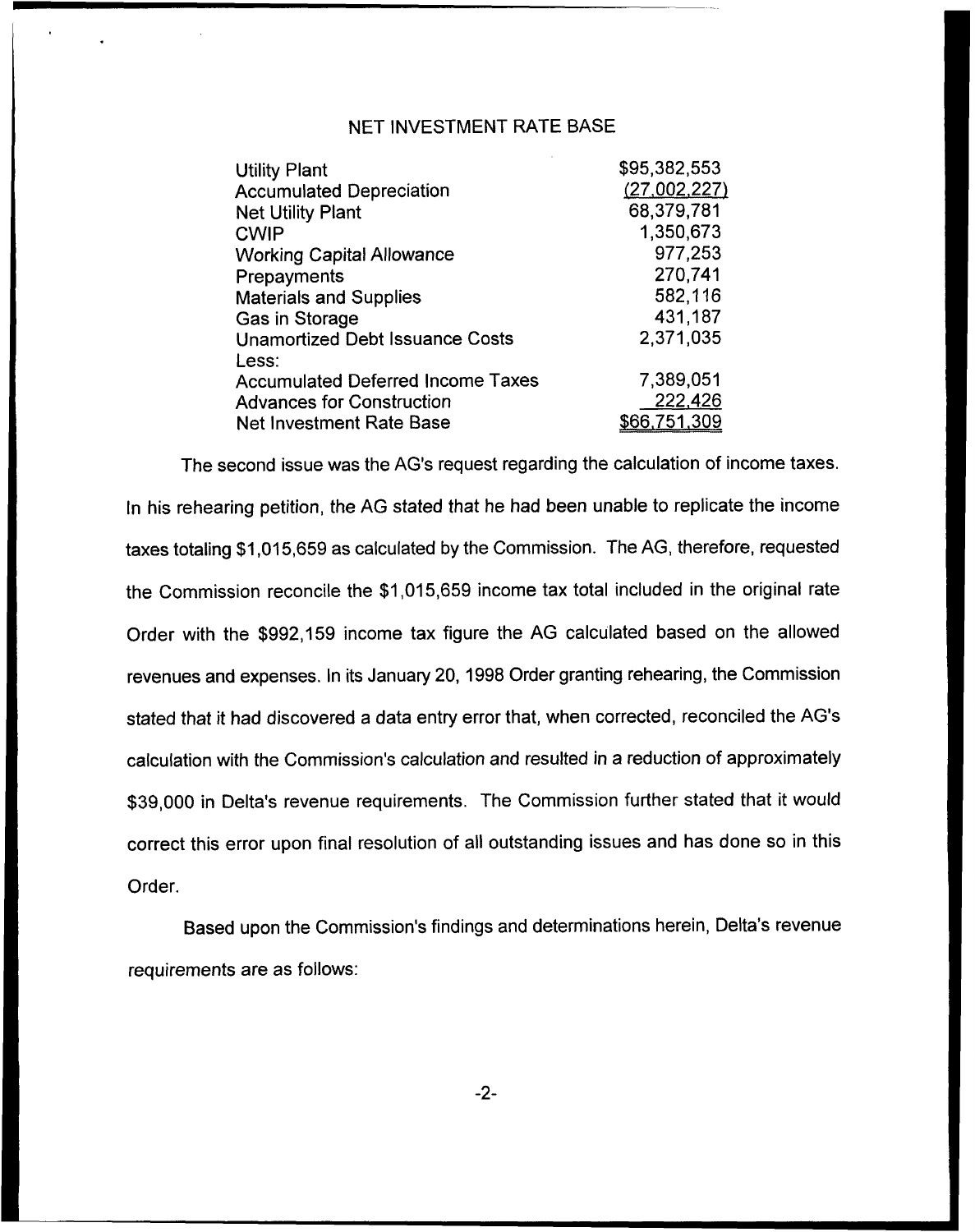NET INVESTMENT RATE BASE

| | |
|---|---|
| Utility Plant | $95,382,553 |
| Accumulated Depreciation | (27,002,227) |
| Net Utility Plant | 68,379,781 |
| CWIP | 1,350,673 |
| Working Capital Allowance | 977,253 |
| Prepayments | 270,741 |
| Materials and Supplies | 582,116 |
| Gas in Storage | 431,187 |
| Unamortized Debt Issuance Costs | 2,371,035 |
| Less: | |
| Accumulated Deferred Income Taxes | 7,389,051 |
| Advances for Construction | 222,426 |
| Net Investment Rate Base | $66,751,309 |

The second issue was the AG's request regarding the calculation of income taxes. In his rehearing petition, the AG stated that he had been unable to replicate the income taxes totaling $1,015,659 as calculated by the Commission. The AG, therefore, requested the Commission reconcile the $1,015,659 income tax total included in the original rate Order with the $992,159 income tax figure the AG calculated based on the allowed revenues and expenses. In its January 20, 1998 Order granting rehearing, the Commission stated that it had discovered a data entry error that, when corrected, reconciled the AG's calculation with the Commission's calculation and resulted in a reduction of approximately $39,000 in Delta's revenue requirements. The Commission further stated that it would correct this error upon final resolution of all outstanding issues and has done so in this Order.

Based upon the Commission's findings and determinations herein, Delta's revenue requirements are as follows: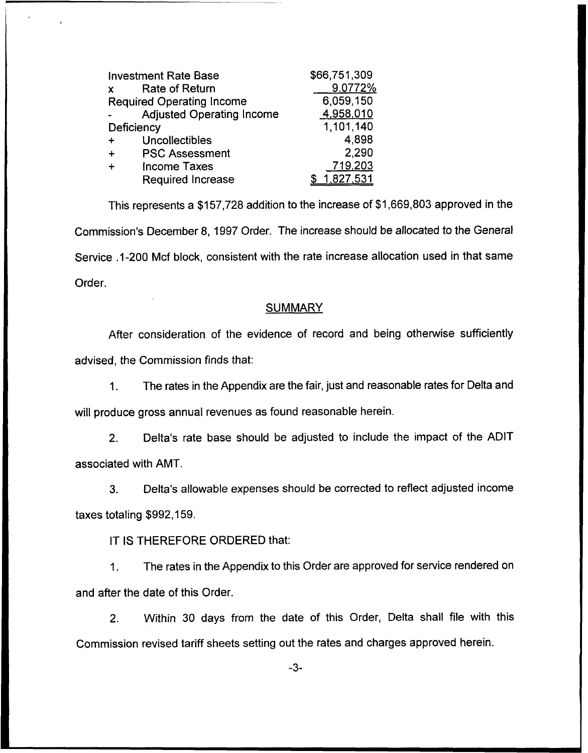| | |
|---|---|
| Investment Rate Base | \$66,751,309 |
| x Rate of Return | 9.0772% |
| Required Operating Income | 6,059,150 |
| - Adjusted Operating Income | 4,958,010 |
| Deficiency | 1,101,140 |
| + Uncollectibles | 4,898 |
| + PSC Assessment | 2,290 |
| + Income Taxes | 719,203 |
| Required Increase | \$ 1,827,531 |

This represents a \$157,728 addition to the increase of \$1,669,803 approved in the Commission's December 8, 1997 Order. The increase should be allocated to the General Service .1-200 Mcf block, consistent with the rate increase allocation used in that same Order.

## SUMMARY

After consideration of the evidence of record and being otherwise sufficiently advised, the Commission finds that:

1. The rates in the Appendix are the fair, just and reasonable rates for Delta and will produce gross annual revenues as found reasonable herein.

2. Delta's rate base should be adjusted to include the impact of the ADIT associated with AMT.

3. Delta's allowable expenses should be corrected to reflect adjusted income taxes totaling \$992,159.

IT IS THEREFORE ORDERED that:

1. The rates in the Appendix to this Order are approved for service rendered on and after the date of this Order.

2. Within 30 days from the date of this Order, Delta shall file with this Commission revised tariff sheets setting out the rates and charges approved herein.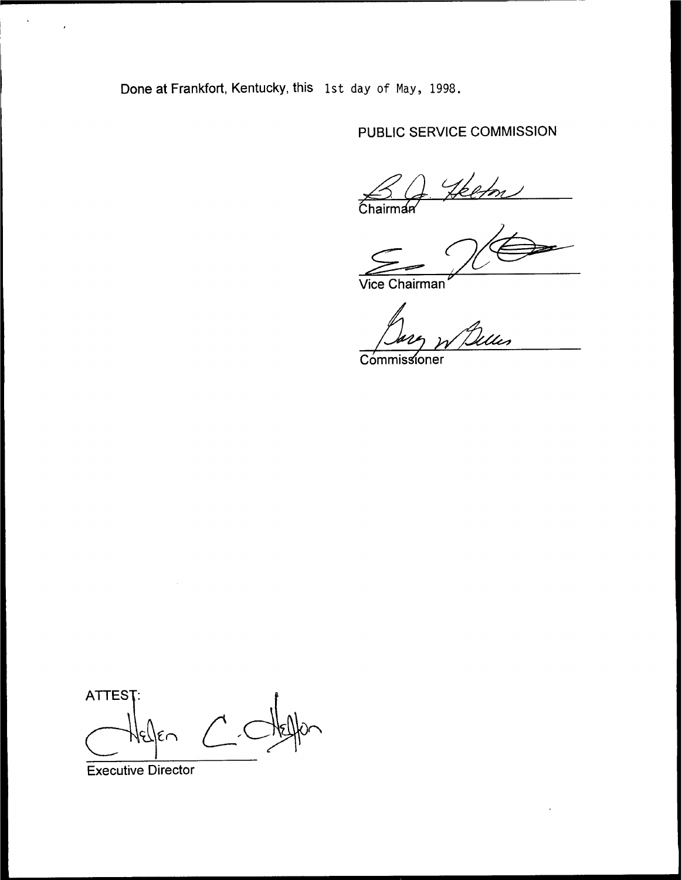Done at Frankfort, Kentucky, this 1st day of May, 1998.

PUBLIC SERVICE COMMISSION

Chairman

Vice Chairman

Commissioner

ATTEST:

Executive Director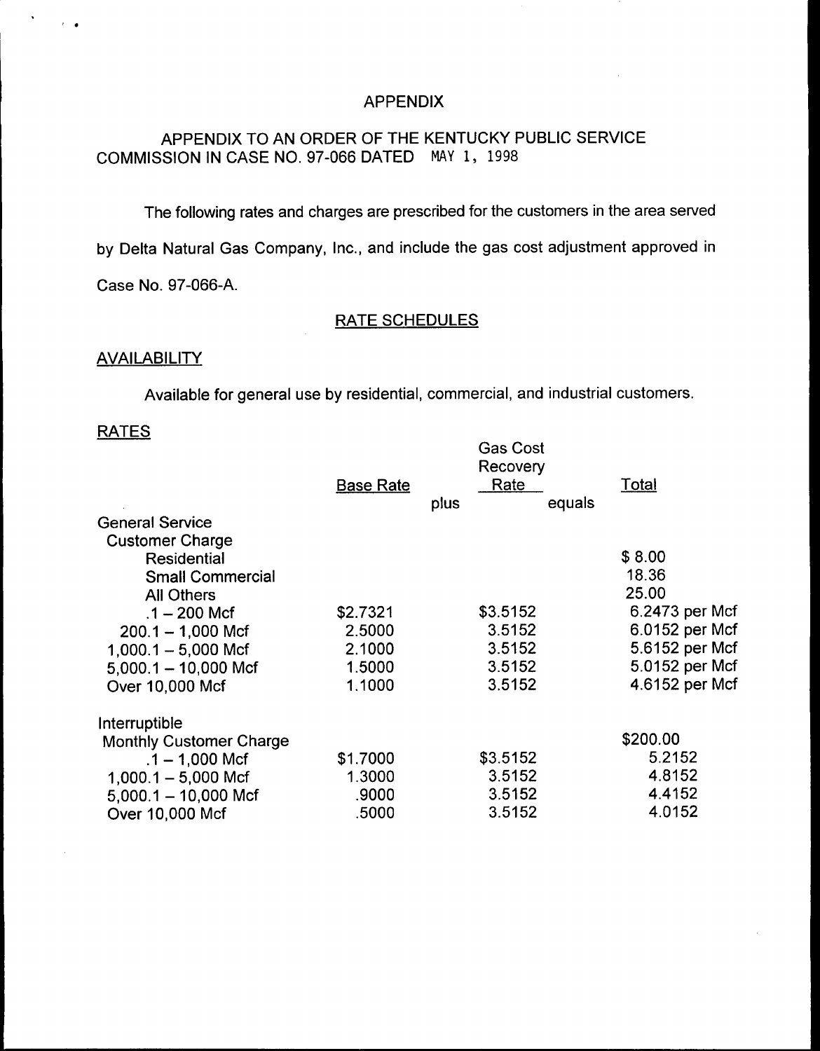# APPENDIX

APPENDIX TO AN ORDER OF THE KENTUCKY PUBLIC SERVICE COMMISSION IN CASE NO. 97-066 DATED MAY 1, 1998

The following rates and charges are prescribed for the customers in the area served by Delta Natural Gas Company, Inc., and include the gas cost adjustment approved in Case No. 97-066-A.

## RATE SCHEDULES

### AVAILABILITY

Available for general use by residential, commercial, and industrial customers.

### RATES

| | Base Rate | plus | Gas Cost Recovery Rate | equals | Total |
|---|---|---|---|---|---|
| General Service | | | | | |
| Customer Charge | | | | | |
| Residential | | | | | $ 8.00 |
| Small Commercial | | | | | 18.36 |
| All Others | | | | | 25.00 |
| .1 – 200 Mcf | $2.7321 | | $3.5152 | | 6.2473 per Mcf |
| 200.1 – 1,000 Mcf | 2.5000 | | 3.5152 | | 6.0152 per Mcf |
| 1,000.1 – 5,000 Mcf | 2.1000 | | 3.5152 | | 5.6152 per Mcf |
| 5,000.1 – 10,000 Mcf | 1.5000 | | 3.5152 | | 5.0152 per Mcf |
| Over 10,000 Mcf | 1.1000 | | 3.5152 | | 4.6152 per Mcf |
| Interruptible | | | | | |
| Monthly Customer Charge | | | | | $200.00 |
| .1 – 1,000 Mcf | $1.7000 | | $3.5152 | | 5.2152 |
| 1,000.1 – 5,000 Mcf | 1.3000 | | 3.5152 | | 4.8152 |
| 5,000.1 – 10,000 Mcf | .9000 | | 3.5152 | | 4.4152 |
| Over 10,000 Mcf | .5000 | | 3.5152 | | 4.0152 |